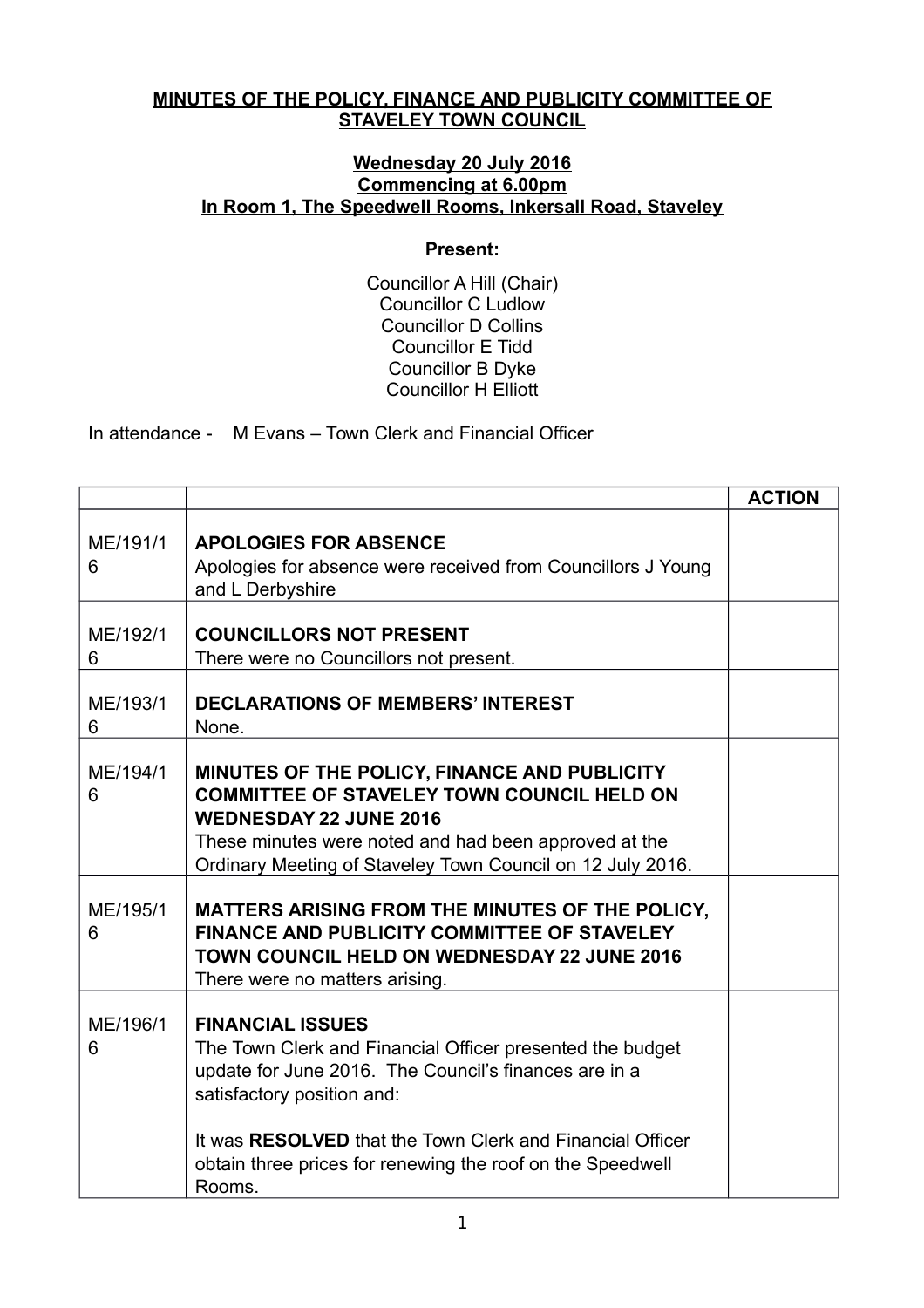**MINUTES OF THE POLICY, FINANCE AND PUBLICITY COMMITTEE OF STAVELEY TOWN COUNCIL**

**Wednesday 20 July 2016**
**Commencing at 6.00pm**
**In Room 1, The Speedwell Rooms, Inkersall Road, Staveley**

**Present:**

Councillor A Hill (Chair)
Councillor C Ludlow
Councillor D Collins
Councillor E Tidd
Councillor B Dyke
Councillor H Elliott

In attendance - M Evans – Town Clerk and Financial Officer

| | | ACTION |
|---|---|---|
| ME/191/16 | **APOLOGIES FOR ABSENCE**<br>Apologies for absence were received from Councillors J Young and L Derbyshire | |
| ME/192/16 | **COUNCILLORS NOT PRESENT**<br>There were no Councillors not present. | |
| ME/193/16 | **DECLARATIONS OF MEMBERS' INTEREST**<br>None. | |
| ME/194/16 | **MINUTES OF THE POLICY, FINANCE AND PUBLICITY COMMITTEE OF STAVELEY TOWN COUNCIL HELD ON WEDNESDAY 22 JUNE 2016**<br>These minutes were noted and had been approved at the Ordinary Meeting of Staveley Town Council on 12 July 2016. | |
| ME/195/16 | **MATTERS ARISING FROM THE MINUTES OF THE POLICY, FINANCE AND PUBLICITY COMMITTEE OF STAVELEY TOWN COUNCIL HELD ON WEDNESDAY 22 JUNE 2016**<br>There were no matters arising. | |
| ME/196/16 | **FINANCIAL ISSUES**<br>The Town Clerk and Financial Officer presented the budget update for June 2016. The Council's finances are in a satisfactory position and:<br><br>It was **RESOLVED** that the Town Clerk and Financial Officer obtain three prices for renewing the roof on the Speedwell Rooms. | |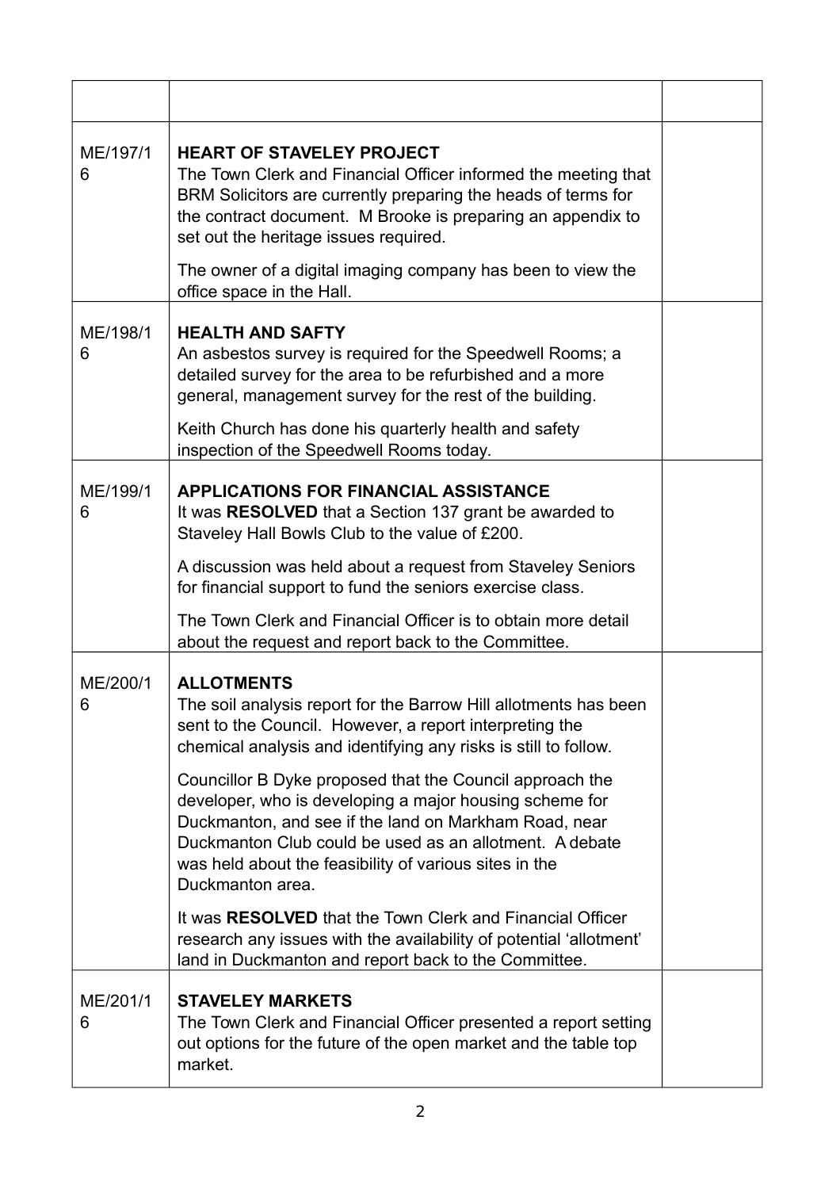| | | |
|---|---|---|
| ME/197/16 | **HEART OF STAVELEY PROJECT**<br>The Town Clerk and Financial Officer informed the meeting that BRM Solicitors are currently preparing the heads of terms for the contract document. M Brooke is preparing an appendix to set out the heritage issues required.<br><br>The owner of a digital imaging company has been to view the office space in the Hall. | |
| ME/198/16 | **HEALTH AND SAFTY**<br>An asbestos survey is required for the Speedwell Rooms; a detailed survey for the area to be refurbished and a more general, management survey for the rest of the building.<br><br>Keith Church has done his quarterly health and safety inspection of the Speedwell Rooms today. | |
| ME/199/16 | **APPLICATIONS FOR FINANCIAL ASSISTANCE**<br>It was **RESOLVED** that a Section 137 grant be awarded to Staveley Hall Bowls Club to the value of £200.<br><br>A discussion was held about a request from Staveley Seniors for financial support to fund the seniors exercise class.<br><br>The Town Clerk and Financial Officer is to obtain more detail about the request and report back to the Committee. | |
| ME/200/16 | **ALLOTMENTS**<br>The soil analysis report for the Barrow Hill allotments has been sent to the Council. However, a report interpreting the chemical analysis and identifying any risks is still to follow.<br><br>Councillor B Dyke proposed that the Council approach the developer, who is developing a major housing scheme for Duckmanton, and see if the land on Markham Road, near Duckmanton Club could be used as an allotment. A debate was held about the feasibility of various sites in the Duckmanton area.<br><br>It was **RESOLVED** that the Town Clerk and Financial Officer research any issues with the availability of potential 'allotment' land in Duckmanton and report back to the Committee. | |
| ME/201/16 | **STAVELEY MARKETS**<br>The Town Clerk and Financial Officer presented a report setting out options for the future of the open market and the table top market. | |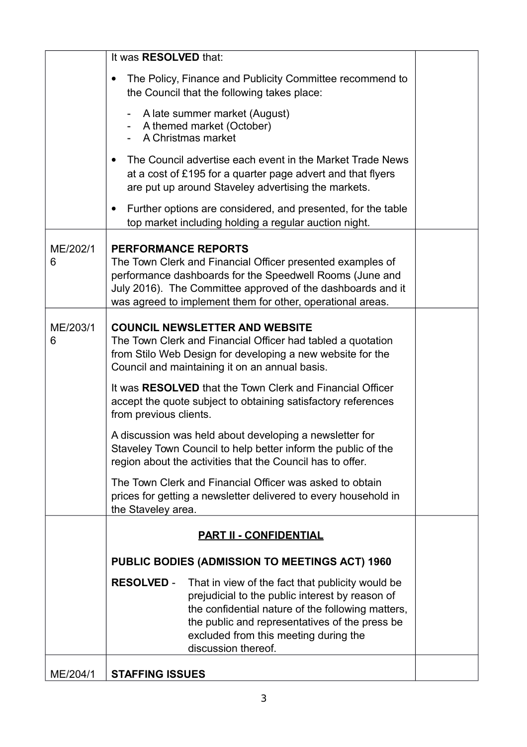| | | |
|---|---|---|
| | It was **RESOLVED** that:<br><br>• The Policy, Finance and Publicity Committee recommend to the Council that the following takes place:<br>&nbsp;&nbsp;- A late summer market (August)<br>&nbsp;&nbsp;- A themed market (October)<br>&nbsp;&nbsp;- A Christmas market<br><br>• The Council advertise each event in the Market Trade News at a cost of £195 for a quarter page advert and that flyers are put up around Staveley advertising the markets.<br><br>• Further options are considered, and presented, for the table top market including holding a regular auction night. | |
| ME/202/16 | **PERFORMANCE REPORTS**<br>The Town Clerk and Financial Officer presented examples of performance dashboards for the Speedwell Rooms (June and July 2016). The Committee approved of the dashboards and it was agreed to implement them for other, operational areas. | |
| ME/203/16 | **COUNCIL NEWSLETTER AND WEBSITE**<br>The Town Clerk and Financial Officer had tabled a quotation from Stilo Web Design for developing a new website for the Council and maintaining it on an annual basis.<br><br>It was **RESOLVED** that the Town Clerk and Financial Officer accept the quote subject to obtaining satisfactory references from previous clients.<br><br>A discussion was held about developing a newsletter for Staveley Town Council to help better inform the public of the region about the activities that the Council has to offer.<br><br>The Town Clerk and Financial Officer was asked to obtain prices for getting a newsletter delivered to every household in the Staveley area. | |
| | **PART II - CONFIDENTIAL**<br><br>**PUBLIC BODIES (ADMISSION TO MEETINGS ACT) 1960**<br><br>**RESOLVED** - That in view of the fact that publicity would be prejudicial to the public interest by reason of the confidential nature of the following matters, the public and representatives of the press be excluded from this meeting during the discussion thereof. | |
| ME/204/1 | **STAFFING ISSUES** | |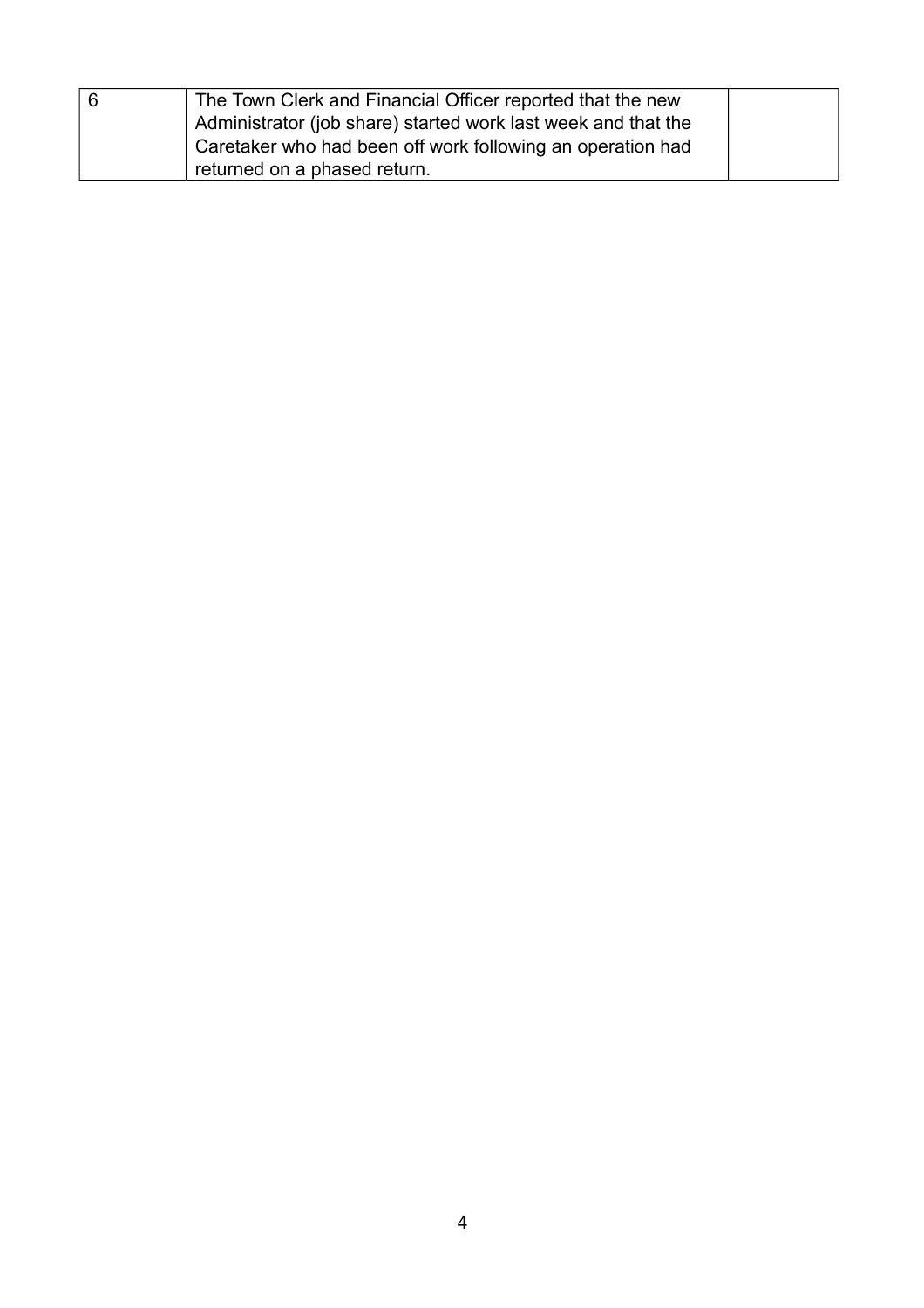| | | |
|---|---|---|
| 6 | The Town Clerk and Financial Officer reported that the new Administrator (job share) started work last week and that the Caretaker who had been off work following an operation had returned on a phased return. | |